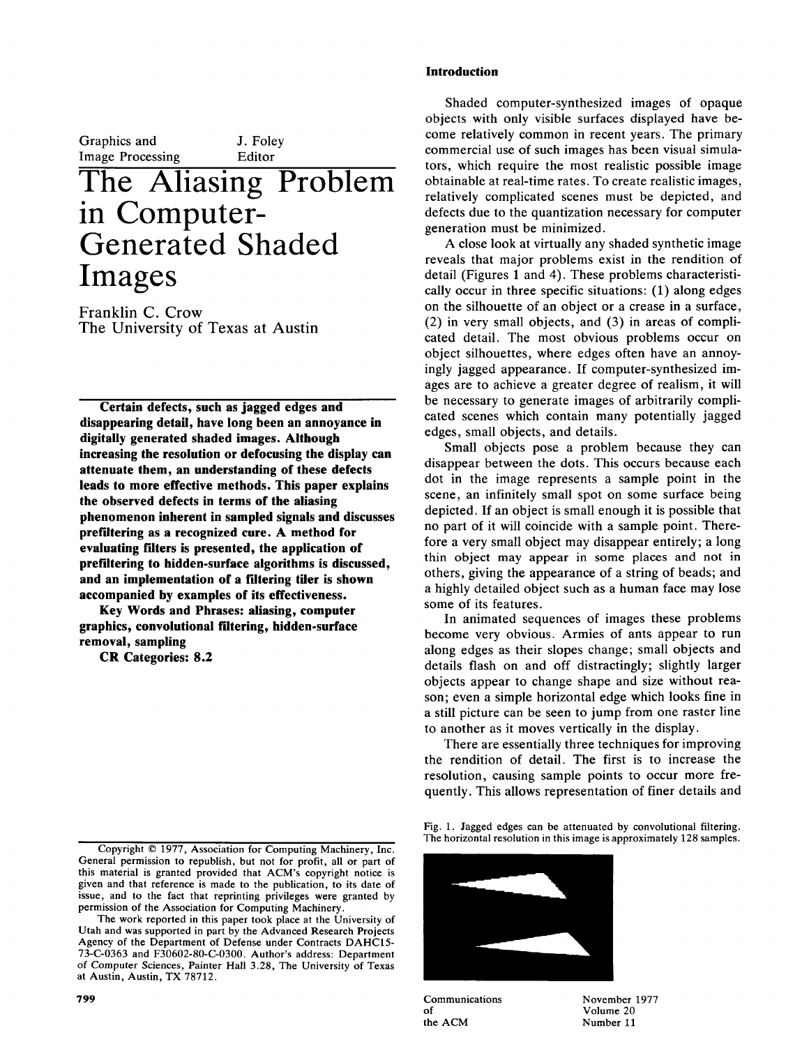Graphics and Image Processing — J. Foley, Editor

# The Aliasing Problem in Computer-Generated Shaded Images

Franklin C. Crow
The University of Texas at Austin

**Certain defects, such as jagged edges and disappearing detail, have long been an annoyance in digitally generated shaded images. Although increasing the resolution or defocusing the display can attenuate them, an understanding of these defects leads to more effective methods. This paper explains the observed defects in terms of the aliasing phenomenon inherent in sampled signals and discusses prefiltering as a recognized cure. A method for evaluating filters is presented, the application of prefiltering to hidden-surface algorithms is discussed, and an implementation of a filtering tiler is shown accompanied by examples of its effectiveness.**

**Key Words and Phrases: aliasing, computer graphics, convolutional filtering, hidden-surface removal, sampling**

**CR Categories: 8.2**

Copyright © 1977, Association for Computing Machinery, Inc. General permission to republish, but not for profit, all or part of this material is granted provided that ACM's copyright notice is given and that reference is made to the publication, to its date of issue, and to the fact that reprinting privileges were granted by permission of the Association for Computing Machinery.

The work reported in this paper took place at the University of Utah and was supported in part by the Advanced Research Projects Agency of the Department of Defense under Contracts DAHC15-73-C-0363 and F30602-80-C-0300. Author's address: Department of Computer Sciences, Painter Hall 3.28, The University of Texas at Austin, Austin, TX 78712.

## Introduction

Shaded computer-synthesized images of opaque objects with only visible surfaces displayed have become relatively common in recent years. The primary commercial use of such images has been visual simulators, which require the most realistic possible image obtainable at real-time rates. To create realistic images, relatively complicated scenes must be depicted, and defects due to the quantization necessary for computer generation must be minimized.

A close look at virtually any shaded synthetic image reveals that major problems exist in the rendition of detail (Figures 1 and 4). These problems characteristically occur in three specific situations: (1) along edges on the silhouette of an object or a crease in a surface, (2) in very small objects, and (3) in areas of complicated detail. The most obvious problems occur on object silhouettes, where edges often have an annoyingly jagged appearance. If computer-synthesized images are to achieve a greater degree of realism, it will be necessary to generate images of arbitrarily complicated scenes which contain many potentially jagged edges, small objects, and details.

Small objects pose a problem because they can disappear between the dots. This occurs because each dot in the image represents a sample point in the scene, an infinitely small spot on some surface being depicted. If an object is small enough it is possible that no part of it will coincide with a sample point. Therefore a very small object may disappear entirely; a long thin object may appear in some places and not in others, giving the appearance of a string of beads; and a highly detailed object such as a human face may lose some of its features.

In animated sequences of images these problems become very obvious. Armies of ants appear to run along edges as their slopes change; small objects and details flash on and off distractingly; slightly larger objects appear to change shape and size without reason; even a simple horizontal edge which looks fine in a still picture can be seen to jump from one raster line to another as it moves vertically in the display.

There are essentially three techniques for improving the rendition of detail. The first is to increase the resolution, causing sample points to occur more frequently. This allows representation of finer details and

Fig. 1. Jagged edges can be attenuated by convolutional filtering. The horizontal resolution in this image is approximately 128 samples.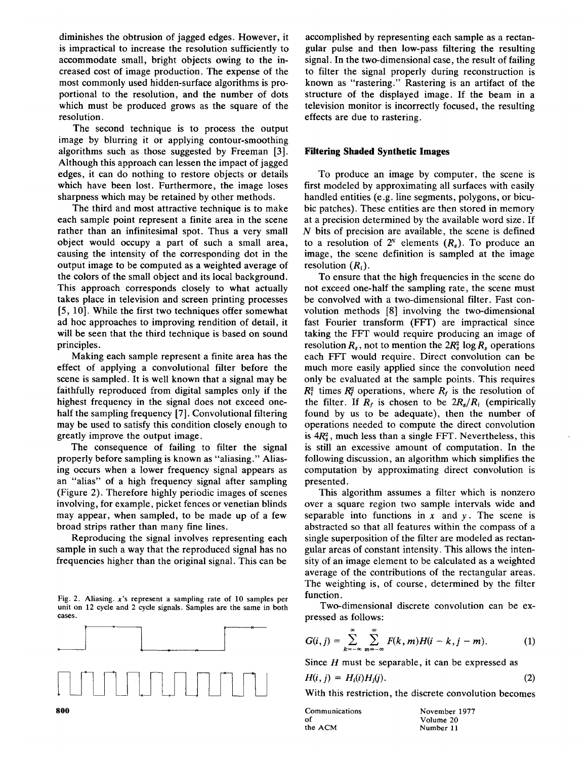diminishes the obtrusion of jagged edges. However, it is impractical to increase the resolution sufficiently to accommodate small, bright objects owing to the increased cost of image production. The expense of the most commonly used hidden-surface algorithms is proportional to the resolution, and the number of dots which must be produced grows as the square of the resolution.

The second technique is to process the output image by blurring it or applying contour-smoothing algorithms such as those suggested by Freeman [3]. Although this approach can lessen the impact of jagged edges, it can do nothing to restore objects or details which have been lost. Furthermore, the image loses sharpness which may be retained by other methods.

The third and most attractive technique is to make each sample point represent a finite area in the scene rather than an infinitesimal spot. Thus a very small object would occupy a part of such a small area, causing the intensity of the corresponding dot in the output image to be computed as a weighted average of the colors of the small object and its local background. This approach corresponds closely to what actually takes place in television and screen printing processes [5, 10]. While the first two techniques offer somewhat ad hoc approaches to improving rendition of detail, it will be seen that the third technique is based on sound principles.

Making each sample represent a finite area has the effect of applying a convolutional filter before the scene is sampled. It is well known that a signal may be faithfully reproduced from digital samples only if the highest frequency in the signal does not exceed one-half the sampling frequency [7]. Convolutional filtering may be used to satisfy this condition closely enough to greatly improve the output image.

The consequence of failing to filter the signal properly before sampling is known as "aliasing." Aliasing occurs when a lower frequency signal appears as an "alias" of a high frequency signal after sampling (Figure 2). Therefore highly periodic images of scenes involving, for example, picket fences or venetian blinds may appear, when sampled, to be made up of a few broad strips rather than many fine lines.

Reproducing the signal involves representing each sample in such a way that the reproduced signal has no frequencies higher than the original signal. This can be accomplished by representing each sample as a rectangular pulse and then low-pass filtering the resulting signal. In the two-dimensional case, the result of failing to filter the signal properly during reconstruction is known as "rastering." Rastering is an artifact of the structure of the displayed image. If the beam in a television monitor is incorrectly focused, the resulting effects are due to rastering.

Fig. 2. Aliasing. $x$'s represent a sampling rate of 10 samples per unit on 12 cycle and 2 cycle signals. Samples are the same in both cases.

## Filtering Shaded Synthetic Images

To produce an image by computer, the scene is first modeled by approximating all surfaces with easily handled entities (e.g. line segments, polygons, or bicubic patches). These entities are then stored in memory at a precision determined by the available word size. If $N$ bits of precision are available, the scene is defined to a resolution of $2^N$ elements ($R_s$). To produce an image, the scene definition is sampled at the image resolution ($R_i$).

To ensure that the high frequencies in the scene do not exceed one-half the sampling rate, the scene must be convolved with a two-dimensional filter. Fast convolution methods [8] involving the two-dimensional fast Fourier transform (FFT) are impractical since taking the FFT would require producing an image of resolution $R_s$, not to mention the $2R_s^2 \log R_s$ operations each FFT would require. Direct convolution can be much more easily applied since the convolution need only be evaluated at the sample points. This requires $R_i^2$ times $R_f^2$ operations, where $R_f$ is the resolution of the filter. If $R_f$ is chosen to be $2R_s/R_i$ (empirically found by us to be adequate), then the number of operations needed to compute the direct convolution is $4R_s^2$, much less than a single FFT. Nevertheless, this is still an excessive amount of computation. In the following discussion, an algorithm which simplifies the computation by approximating direct convolution is presented.

This algorithm assumes a filter which is nonzero over a square region two sample intervals wide and separable into functions in $x$ and $y$. The scene is abstracted so that all features within the compass of a single superposition of the filter are modeled as rectangular areas of constant intensity. This allows the intensity of an image element to be calculated as a weighted average of the contributions of the rectangular areas. The weighting is, of course, determined by the filter function.

Two-dimensional discrete convolution can be expressed as follows:

$$G(i, j) = \sum_{k=-\infty}^{\infty} \sum_{m=-\infty}^{\infty} F(k, m)H(i - k, j - m). \tag{1}$$

Since $H$ must be separable, it can be expressed as

$$H(i, j) = H_i(i)H_j(j). \tag{2}$$

With this restriction, the discrete convolution becomes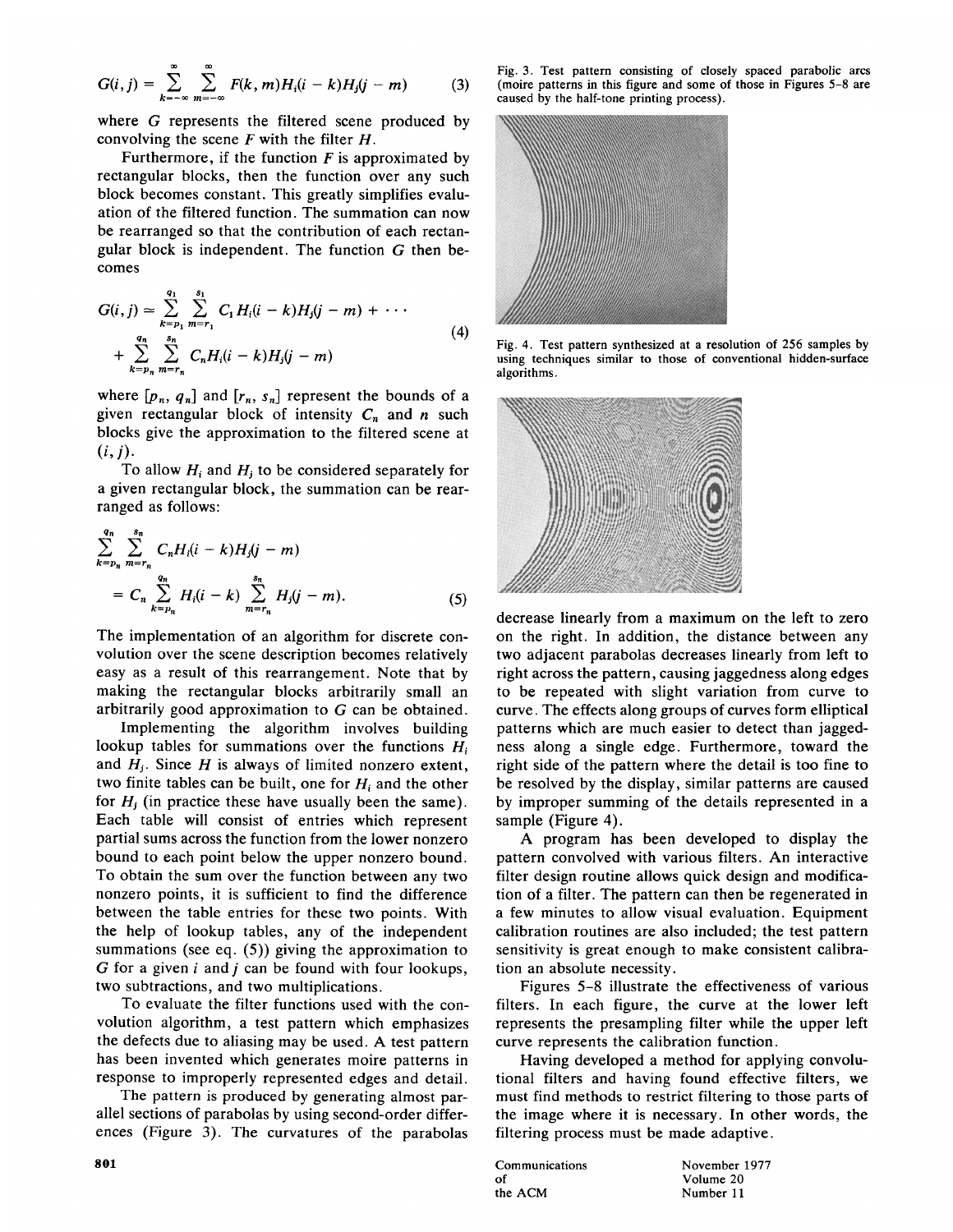$$G(i,j) = \sum_{k=-\infty}^{\infty} \sum_{m=-\infty}^{\infty} F(k,m) H_i(i-k) H_j(j-m) \tag{3}$$

where $G$ represents the filtered scene produced by convolving the scene $F$ with the filter $H$.

Furthermore, if the function $F$ is approximated by rectangular blocks, then the function over any such block becomes constant. This greatly simplifies evaluation of the filtered function. The summation can now be rearranged so that the contribution of each rectangular block is independent. The function $G$ then becomes

$$G(i,j) \simeq \sum_{k=p_1}^{q_1} \sum_{m=r_1}^{s_1} C_1 H_i(i-k) H_j(j-m) + \cdots + \sum_{k=p_n}^{q_n} \sum_{m=r_n}^{s_n} C_n H_i(i-k) H_j(j-m) \tag{4}$$

where $[p_n, q_n]$ and $[r_n, s_n]$ represent the bounds of a given rectangular block of intensity $C_n$ and $n$ such blocks give the approximation to the filtered scene at $(i, j)$.

To allow $H_i$ and $H_j$ to be considered separately for a given rectangular block, the summation can be rearranged as follows:

$$\sum_{k=p_n}^{q_n} \sum_{m=r_n}^{s_n} C_n H_i(i-k) H_j(j-m) = C_n \sum_{k=p_n}^{q_n} H_i(i-k) \sum_{m=r_n}^{s_n} H_j(j-m). \tag{5}$$

The implementation of an algorithm for discrete convolution over the scene description becomes relatively easy as a result of this rearrangement. Note that by making the rectangular blocks arbitrarily small an arbitrarily good approximation to $G$ can be obtained.

Implementing the algorithm involves building lookup tables for summations over the functions $H_i$ and $H_j$. Since $H$ is always of limited nonzero extent, two finite tables can be built, one for $H_i$ and the other for $H_j$ (in practice these have usually been the same). Each table will consist of entries which represent partial sums across the function from the lower nonzero bound to each point below the upper nonzero bound. To obtain the sum over the function between any two nonzero points, it is sufficient to find the difference between the table entries for these two points. With the help of lookup tables, any of the independent summations (see eq. (5)) giving the approximation to $G$ for a given $i$ and $j$ can be found with four lookups, two subtractions, and two multiplications.

To evaluate the filter functions used with the convolution algorithm, a test pattern which emphasizes the defects due to aliasing may be used. A test pattern has been invented which generates moire patterns in response to improperly represented edges and detail.

The pattern is produced by generating almost parallel sections of parabolas by using second-order differences (Figure 3). The curvatures of the parabolas decrease linearly from a maximum on the left to zero on the right. In addition, the distance between any two adjacent parabolas decreases linearly from left to right across the pattern, causing jaggedness along edges to be repeated with slight variation from curve to curve. The effects along groups of curves form elliptical patterns which are much easier to detect than jaggedness along a single edge. Furthermore, toward the right side of the pattern where the detail is too fine to be resolved by the display, similar patterns are caused by improper summing of the details represented in a sample (Figure 4).

Fig. 3. Test pattern consisting of closely spaced parabolic arcs (moire patterns in this figure and some of those in Figures 5–8 are caused by the half-tone printing process).

Fig. 4. Test pattern synthesized at a resolution of 256 samples by using techniques similar to those of conventional hidden-surface algorithms.

A program has been developed to display the pattern convolved with various filters. An interactive filter design routine allows quick design and modification of a filter. The pattern can then be regenerated in a few minutes to allow visual evaluation. Equipment calibration routines are also included; the test pattern sensitivity is great enough to make consistent calibration an absolute necessity.

Figures 5–8 illustrate the effectiveness of various filters. In each figure, the curve at the lower left represents the presampling filter while the upper left curve represents the calibration function.

Having developed a method for applying convolutional filters and having found effective filters, we must find methods to restrict filtering to those parts of the image where it is necessary. In other words, the filtering process must be made adaptive.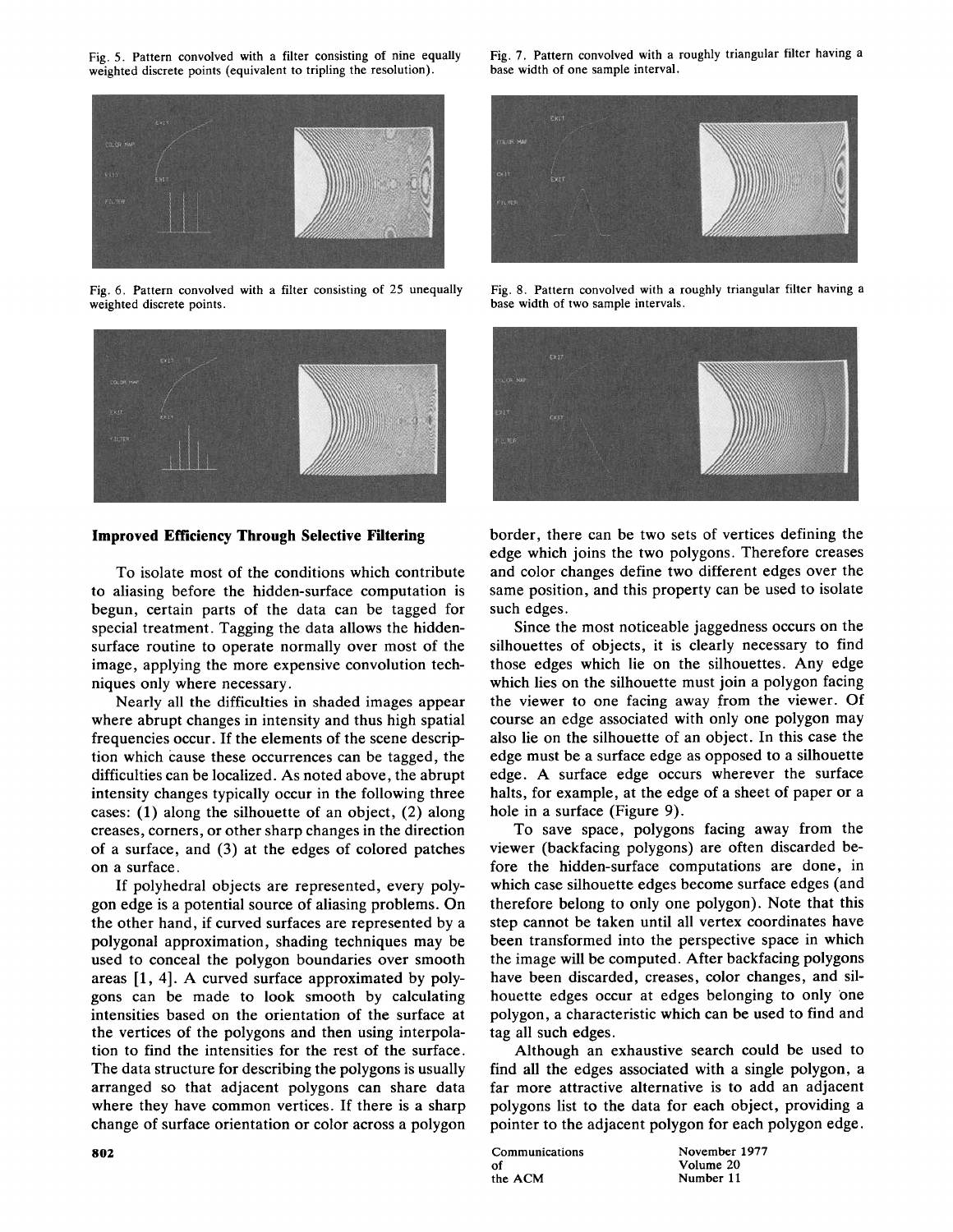Fig. 5. Pattern convolved with a filter consisting of nine equally weighted discrete points (equivalent to tripling the resolution).

Fig. 6. Pattern convolved with a filter consisting of 25 unequally weighted discrete points.

Fig. 7. Pattern convolved with a roughly triangular filter having a base width of one sample interval.

Fig. 8. Pattern convolved with a roughly triangular filter having a base width of two sample intervals.

### Improved Efficiency Through Selective Filtering

To isolate most of the conditions which contribute to aliasing before the hidden-surface computation is begun, certain parts of the data can be tagged for special treatment. Tagging the data allows the hidden-surface routine to operate normally over most of the image, applying the more expensive convolution techniques only where necessary.

Nearly all the difficulties in shaded images appear where abrupt changes in intensity and thus high spatial frequencies occur. If the elements of the scene description which cause these occurrences can be tagged, the difficulties can be localized. As noted above, the abrupt intensity changes typically occur in the following three cases: (1) along the silhouette of an object, (2) along creases, corners, or other sharp changes in the direction of a surface, and (3) at the edges of colored patches on a surface.

If polyhedral objects are represented, every polygon edge is a potential source of aliasing problems. On the other hand, if curved surfaces are represented by a polygonal approximation, shading techniques may be used to conceal the polygon boundaries over smooth areas [1, 4]. A curved surface approximated by polygons can be made to look smooth by calculating intensities based on the orientation of the surface at the vertices of the polygons and then using interpolation to find the intensities for the rest of the surface. The data structure for describing the polygons is usually arranged so that adjacent polygons can share data where they have common vertices. If there is a sharp change of surface orientation or color across a polygon border, there can be two sets of vertices defining the edge which joins the two polygons. Therefore creases and color changes define two different edges over the same position, and this property can be used to isolate such edges.

Since the most noticeable jaggedness occurs on the silhouettes of objects, it is clearly necessary to find those edges which lie on the silhouettes. Any edge which lies on the silhouette must join a polygon facing the viewer to one facing away from the viewer. Of course an edge associated with only one polygon may also lie on the silhouette of an object. In this case the edge must be a surface edge as opposed to a silhouette edge. A surface edge occurs wherever the surface halts, for example, at the edge of a sheet of paper or a hole in a surface (Figure 9).

To save space, polygons facing away from the viewer (backfacing polygons) are often discarded before the hidden-surface computations are done, in which case silhouette edges become surface edges (and therefore belong to only one polygon). Note that this step cannot be taken until all vertex coordinates have been transformed into the perspective space in which the image will be computed. After backfacing polygons have been discarded, creases, color changes, and silhouette edges occur at edges belonging to only one polygon, a characteristic which can be used to find and tag all such edges.

Although an exhaustive search could be used to find all the edges associated with a single polygon, a far more attractive alternative is to add an adjacent polygons list to the data for each object, providing a pointer to the adjacent polygon for each polygon edge.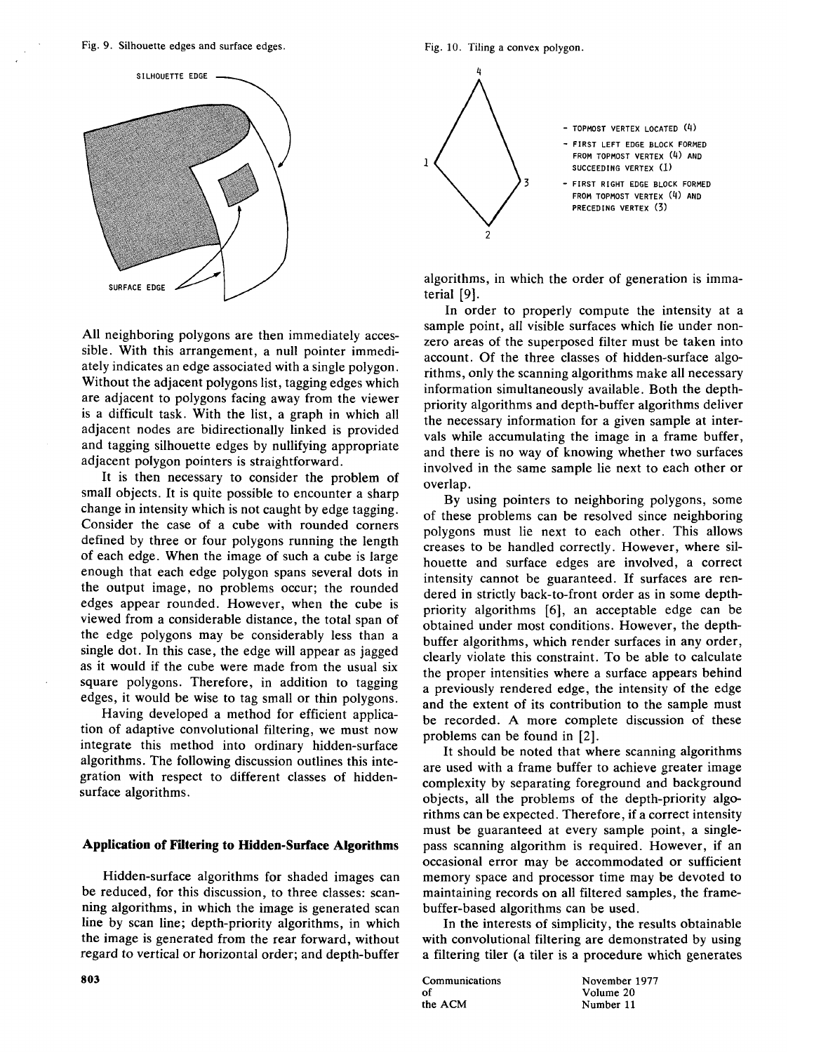Fig. 9. Silhouette edges and surface edges.

Fig. 10. Tiling a convex polygon.

All neighboring polygons are then immediately accessible. With this arrangement, a null pointer immediately indicates an edge associated with a single polygon. Without the adjacent polygons list, tagging edges which are adjacent to polygons facing away from the viewer is a difficult task. With the list, a graph in which all adjacent nodes are bidirectionally linked is provided and tagging silhouette edges by nullifying appropriate adjacent polygon pointers is straightforward.

It is then necessary to consider the problem of small objects. It is quite possible to encounter a sharp change in intensity which is not caught by edge tagging. Consider the case of a cube with rounded corners defined by three or four polygons running the length of each edge. When the image of such a cube is large enough that each edge polygon spans several dots in the output image, no problems occur; the rounded edges appear rounded. However, when the cube is viewed from a considerable distance, the total span of the edge polygons may be considerably less than a single dot. In this case, the edge will appear as jagged as it would if the cube were made from the usual six square polygons. Therefore, in addition to tagging edges, it would be wise to tag small or thin polygons.

Having developed a method for efficient application of adaptive convolutional filtering, we must now integrate this method into ordinary hidden-surface algorithms. The following discussion outlines this integration with respect to different classes of hidden-surface algorithms.

## Application of Filtering to Hidden-Surface Algorithms

Hidden-surface algorithms for shaded images can be reduced, for this discussion, to three classes: scanning algorithms, in which the image is generated scan line by scan line; depth-priority algorithms, in which the image is generated from the rear forward, without regard to vertical or horizontal order; and depth-buffer algorithms, in which the order of generation is immaterial [9].

In order to properly compute the intensity at a sample point, all visible surfaces which lie under nonzero areas of the superposed filter must be taken into account. Of the three classes of hidden-surface algorithms, only the scanning algorithms make all necessary information simultaneously available. Both the depth-priority algorithms and depth-buffer algorithms deliver the necessary information for a given sample at intervals while accumulating the image in a frame buffer, and there is no way of knowing whether two surfaces involved in the same sample lie next to each other or overlap.

By using pointers to neighboring polygons, some of these problems can be resolved since neighboring polygons must lie next to each other. This allows creases to be handled correctly. However, where silhouette and surface edges are involved, a correct intensity cannot be guaranteed. If surfaces are rendered in strictly back-to-front order as in some depth-priority algorithms [6], an acceptable edge can be obtained under most conditions. However, the depth-buffer algorithms, which render surfaces in any order, clearly violate this constraint. To be able to calculate the proper intensities where a surface appears behind a previously rendered edge, the intensity of the edge and the extent of its contribution to the sample must be recorded. A more complete discussion of these problems can be found in [2].

It should be noted that where scanning algorithms are used with a frame buffer to achieve greater image complexity by separating foreground and background objects, all the problems of the depth-priority algorithms can be expected. Therefore, if a correct intensity must be guaranteed at every sample point, a single-pass scanning algorithm is required. However, if an occasional error may be accommodated or sufficient memory space and processor time may be devoted to maintaining records on all filtered samples, the frame-buffer-based algorithms can be used.

In the interests of simplicity, the results obtainable with convolutional filtering are demonstrated by using a filtering tiler (a tiler is a procedure which generates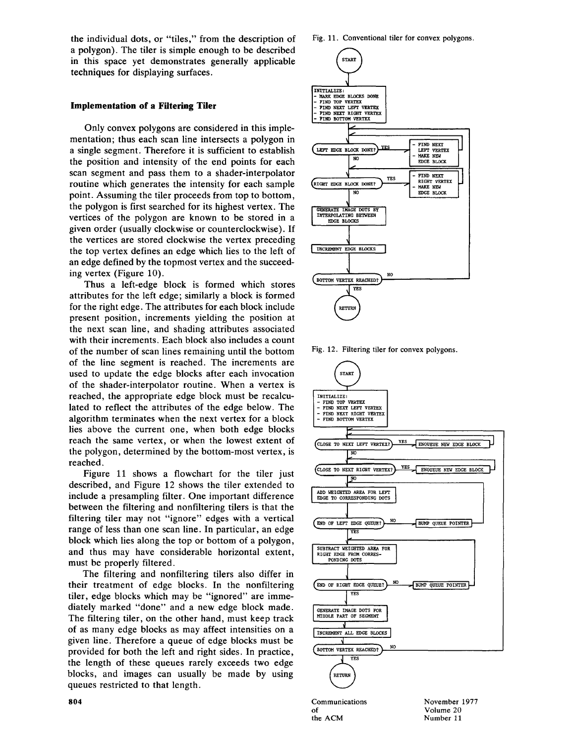the individual dots, or "tiles," from the description of a polygon). The tiler is simple enough to be described in this space yet demonstrates generally applicable techniques for displaying surfaces.

### Implementation of a Filtering Tiler

Only convex polygons are considered in this implementation; thus each scan line intersects a polygon in a single segment. Therefore it is sufficient to establish the position and intensity of the end points for each scan segment and pass them to a shader-interpolator routine which generates the intensity for each sample point. Assuming the tiler proceeds from top to bottom, the polygon is first searched for its highest vertex. The vertices of the polygon are known to be stored in a given order (usually clockwise or counterclockwise). If the vertices are stored clockwise the vertex preceding the top vertex defines an edge which lies to the left of an edge defined by the topmost vertex and the succeeding vertex (Figure 10).

Thus a left-edge block is formed which stores attributes for the left edge; similarly a block is formed for the right edge. The attributes for each block include present position, increments yielding the position at the next scan line, and shading attributes associated with their increments. Each block also includes a count of the number of scan lines remaining until the bottom of the line segment is reached. The increments are used to update the edge blocks after each invocation of the shader-interpolator routine. When a vertex is reached, the appropriate edge block must be recalculated to reflect the attributes of the edge below. The algorithm terminates when the next vertex for a block lies above the current one, when both edge blocks reach the same vertex, or when the lowest extent of the polygon, determined by the bottom-most vertex, is reached.

Figure 11 shows a flowchart for the tiler just described, and Figure 12 shows the tiler extended to include a presampling filter. One important difference between the filtering and nonfiltering tilers is that the filtering tiler may not "ignore" edges with a vertical range of less than one scan line. In particular, an edge block which lies along the top or bottom of a polygon, and thus may have considerable horizontal extent, must be properly filtered.

The filtering and nonfiltering tilers also differ in their treatment of edge blocks. In the nonfiltering tiler, edge blocks which may be "ignored" are immediately marked "done" and a new edge block made. The filtering tiler, on the other hand, must keep track of as many edge blocks as may affect intensities on a given line. Therefore a queue of edge blocks must be provided for both the left and right sides. In practice, the length of these queues rarely exceeds two edge blocks, and images can usually be made by using queues restricted to that length.

Fig. 11. Conventional tiler for convex polygons.

```
START
INITIALIZE:
- MARK EDGE BLOCKS DONE
- FIND TOP VERTEX
- FIND NEXT LEFT VERTEX
- FIND NEXT RIGHT VERTEX
- FIND BOTTOM VERTEX
LEFT EDGE BLOCK DONE? -- YES --> - FIND NEXT LEFT VERTEX
                                 - MAKE NEW EDGE BLOCK
  NO
RIGHT EDGE BLOCK DONE? -- YES --> - FIND NEXT RIGHT VERTEX
                                  - MAKE NEW EDGE BLOCK
  NO
GENERATE IMAGE DOTS BY INTERPOLATING BETWEEN EDGE BLOCKS
INCREMENT EDGE BLOCKS
BOTTOM VERTEX REACHED? -- NO --> (loop)
  YES
RETURN
```

Fig. 12. Filtering tiler for convex polygons.

```
START
INITIALIZE:
- FIND TOP VERTEX
- FIND NEXT LEFT VERTEX
- FIND NEXT RIGHT VERTEX
- FIND BOTTOM VERTEX
CLOSE TO NEXT LEFT VERTEX? -- YES --> ENQUEUE NEW EDGE BLOCK
  NO
CLOSE TO NEXT RIGHT VERTEX? -- YES --> ENQUEUE NEW EDGE BLOCK
  NO
ADD WEIGHTED AREA FOR LEFT EDGE TO CORRESPONDING DOTS
END OF LEFT EDGE QUEUE? -- NO --> BUMP QUEUE POINTER
  YES
SUBTRACT WEIGHTED AREA FOR RIGHT EDGE FROM CORRESPONDING DOTS
END OF RIGHT EDGE QUEUE? -- NO --> BUMP QUEUE POINTER
  YES
GENERATE IMAGE DOTS FOR MIDDLE PART OF SEGMENT
INCREMENT ALL EDGE BLOCKS
BOTTOM VERTEX REACHED? -- NO --> (loop)
  YES
RETURN
```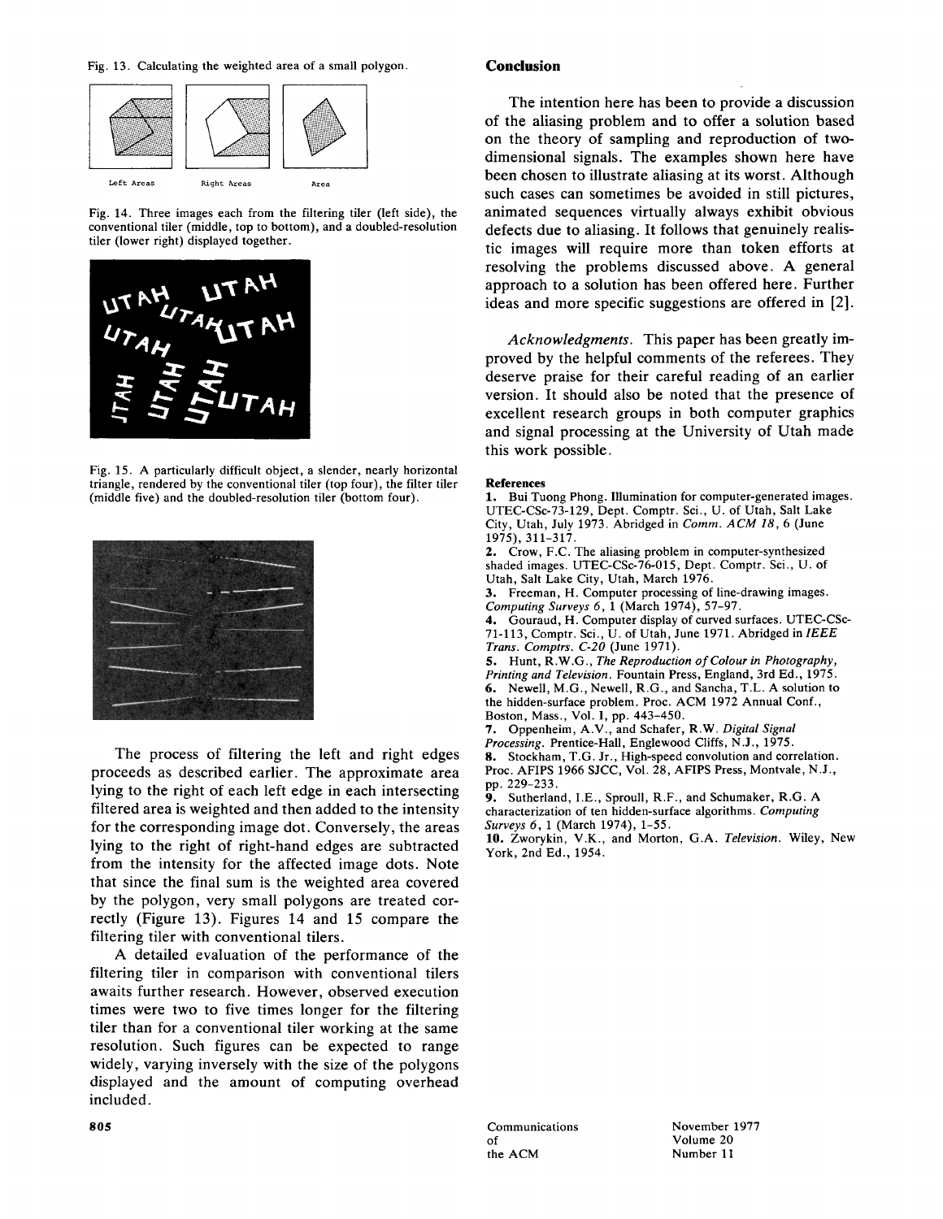Fig. 13. Calculating the weighted area of a small polygon.

Left Areas

Right Areas

Area

Fig. 14. Three images each from the filtering tiler (left side), the conventional tiler (middle, top to bottom), and a doubled-resolution tiler (lower right) displayed together.

Fig. 15. A particularly difficult object, a slender, nearly horizontal triangle, rendered by the conventional tiler (top four), the filter tiler (middle five) and the doubled-resolution tiler (bottom four).

The process of filtering the left and right edges proceeds as described earlier. The approximate area lying to the right of each left edge in each intersecting filtered area is weighted and then added to the intensity for the corresponding image dot. Conversely, the areas lying to the right of right-hand edges are subtracted from the intensity for the affected image dots. Note that since the final sum is the weighted area covered by the polygon, very small polygons are treated correctly (Figure 13). Figures 14 and 15 compare the filtering tiler with conventional tilers.

A detailed evaluation of the performance of the filtering tiler in comparison with conventional tilers awaits further research. However, observed execution times were two to five times longer for the filtering tiler than for a conventional tiler working at the same resolution. Such figures can be expected to range widely, varying inversely with the size of the polygons displayed and the amount of computing overhead included.

## Conclusion

The intention here has been to provide a discussion of the aliasing problem and to offer a solution based on the theory of sampling and reproduction of two-dimensional signals. The examples shown here have been chosen to illustrate aliasing at its worst. Although such cases can sometimes be avoided in still pictures, animated sequences virtually always exhibit obvious defects due to aliasing. It follows that genuinely realistic images will require more than token efforts at resolving the problems discussed above. A general approach to a solution has been offered here. Further ideas and more specific suggestions are offered in [2].

*Acknowledgments.* This paper has been greatly improved by the helpful comments of the referees. They deserve praise for their careful reading of an earlier version. It should also be noted that the presence of excellent research groups in both computer graphics and signal processing at the University of Utah made this work possible.

### References

1. Bui Tuong Phong. Illumination for computer-generated images. UTEC-CSc-73-129, Dept. Comptr. Sci., U. of Utah, Salt Lake City, Utah, July 1973. Abridged in *Comm. ACM 18*, 6 (June 1975), 311–317.
2. Crow, F.C. The aliasing problem in computer-synthesized shaded images. UTEC-CSc-76-015, Dept. Comptr. Sci., U. of Utah, Salt Lake City, Utah, March 1976.
3. Freeman, H. Computer processing of line-drawing images. *Computing Surveys 6*, 1 (March 1974), 57–97.
4. Gouraud, H. Computer display of curved surfaces. UTEC-CSc-71-113, Comptr. Sci., U. of Utah, June 1971. Abridged in *IEEE Trans. Comptrs. C-20* (June 1971).
5. Hunt, R.W.G., *The Reproduction of Colour in Photography, Printing and Television*. Fountain Press, England, 3rd Ed., 1975.
6. Newell, M.G., Newell, R.G., and Sancha, T.L. A solution to the hidden-surface problem. Proc. ACM 1972 Annual Conf., Boston, Mass., Vol. 1, pp. 443–450.
7. Oppenheim, A.V., and Schafer, R.W. *Digital Signal Processing*. Prentice-Hall, Englewood Cliffs, N.J., 1975.
8. Stockham, T.G. Jr., High-speed convolution and correlation. Proc. AFIPS 1966 SJCC, Vol. 28, AFIPS Press, Montvale, N.J., pp. 229–233.
9. Sutherland, I.E., Sproull, R.F., and Schumaker, R.G. A characterization of ten hidden-surface algorithms. *Computing Surveys 6*, 1 (March 1974), 1–55.
10. Zworykin, V.K., and Morton, G.A. *Television*. Wiley, New York, 2nd Ed., 1954.